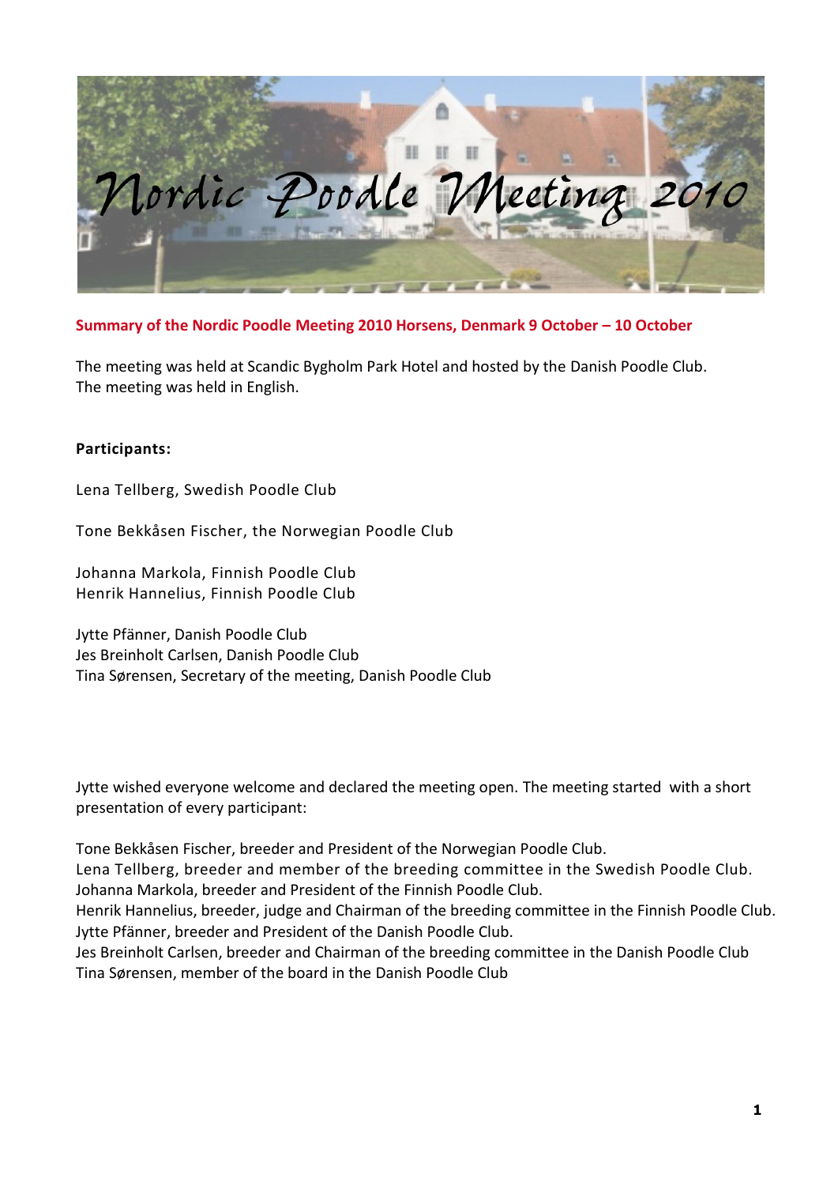# Nordic Poodle Meeting 2010

**Summary of the Nordic Poodle Meeting 2010 Horsens, Denmark 9 October – 10 October**

The meeting was held at Scandic Bygholm Park Hotel and hosted by the Danish Poodle Club.
The meeting was held in English.

**Participants:**

Lena Tellberg, Swedish Poodle Club

Tone Bekkåsen Fischer, the Norwegian Poodle Club

Johanna Markola, Finnish Poodle Club
Henrik Hannelius, Finnish Poodle Club

Jytte Pfänner, Danish Poodle Club
Jes Breinholt Carlsen, Danish Poodle Club
Tina Sørensen, Secretary of the meeting, Danish Poodle Club

Jytte wished everyone welcome and declared the meeting open. The meeting started with a short presentation of every participant:

Tone Bekkåsen Fischer, breeder and President of the Norwegian Poodle Club.
Lena Tellberg, breeder and member of the breeding committee in the Swedish Poodle Club.
Johanna Markola, breeder and President of the Finnish Poodle Club.
Henrik Hannelius, breeder, judge and Chairman of the breeding committee in the Finnish Poodle Club.
Jytte Pfänner, breeder and President of the Danish Poodle Club.
Jes Breinholt Carlsen, breeder and Chairman of the breeding committee in the Danish Poodle Club
Tina Sørensen, member of the board in the Danish Poodle Club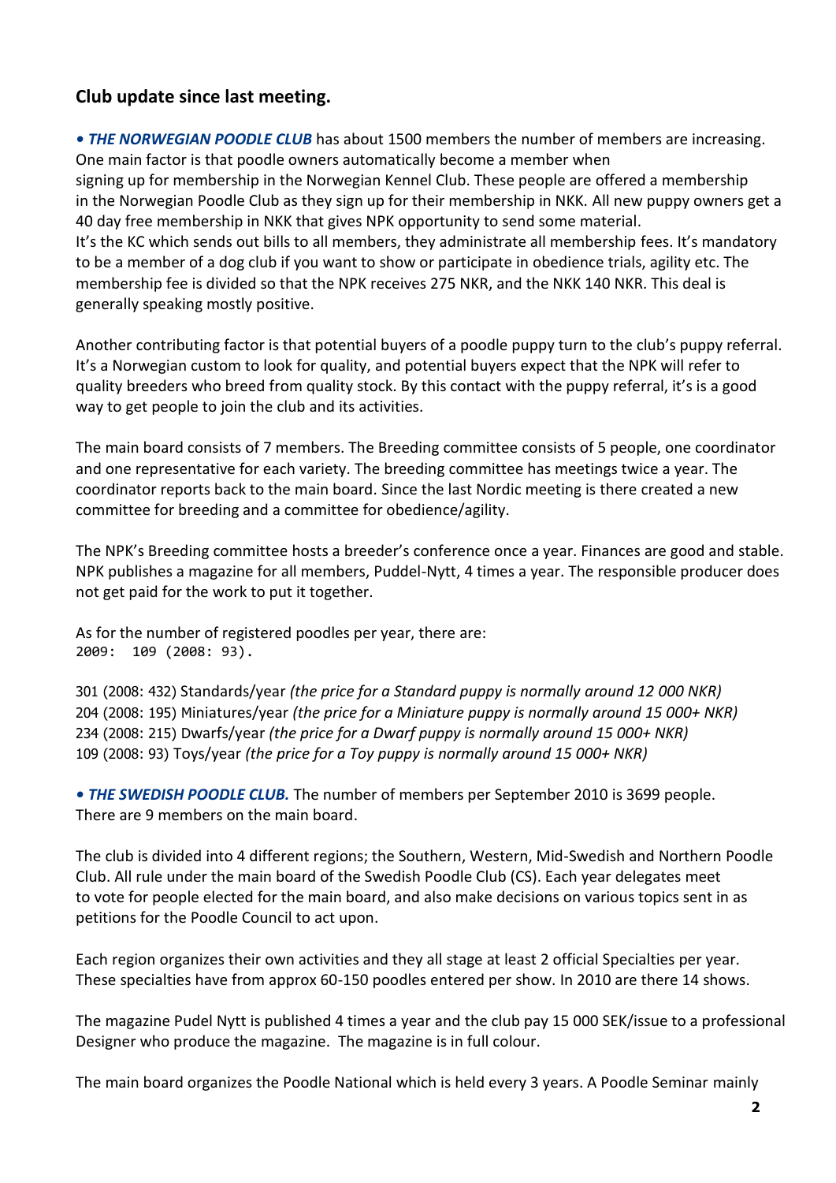## Club update since last meeting.

***• THE NORWEGIAN POODLE CLUB*** has about 1500 members the number of members are increasing. One main factor is that poodle owners automatically become a member when signing up for membership in the Norwegian Kennel Club. These people are offered a membership in the Norwegian Poodle Club as they sign up for their membership in NKK. All new puppy owners get a 40 day free membership in NKK that gives NPK opportunity to send some material. It's the KC which sends out bills to all members, they administrate all membership fees. It's mandatory to be a member of a dog club if you want to show or participate in obedience trials, agility etc. The membership fee is divided so that the NPK receives 275 NKR, and the NKK 140 NKR. This deal is generally speaking mostly positive.

Another contributing factor is that potential buyers of a poodle puppy turn to the club's puppy referral. It's a Norwegian custom to look for quality, and potential buyers expect that the NPK will refer to quality breeders who breed from quality stock. By this contact with the puppy referral, it's is a good way to get people to join the club and its activities.

The main board consists of 7 members. The Breeding committee consists of 5 people, one coordinator and one representative for each variety. The breeding committee has meetings twice a year. The coordinator reports back to the main board. Since the last Nordic meeting is there created a new committee for breeding and a committee for obedience/agility.

The NPK's Breeding committee hosts a breeder's conference once a year. Finances are good and stable. NPK publishes a magazine for all members, Puddel-Nytt, 4 times a year. The responsible producer does not get paid for the work to put it together.

As for the number of registered poodles per year, there are:
2009: 109 (2008: 93).

301 (2008: 432) Standards/year *(the price for a Standard puppy is normally around 12 000 NKR)*
204 (2008: 195) Miniatures/year *(the price for a Miniature puppy is normally around 15 000+ NKR)*
234 (2008: 215) Dwarfs/year *(the price for a Dwarf puppy is normally around 15 000+ NKR)*
109 (2008: 93) Toys/year *(the price for a Toy puppy is normally around 15 000+ NKR)*

***• THE SWEDISH POODLE CLUB.*** The number of members per September 2010 is 3699 people. There are 9 members on the main board.

The club is divided into 4 different regions; the Southern, Western, Mid-Swedish and Northern Poodle Club. All rule under the main board of the Swedish Poodle Club (CS). Each year delegates meet to vote for people elected for the main board, and also make decisions on various topics sent in as petitions for the Poodle Council to act upon.

Each region organizes their own activities and they all stage at least 2 official Specialties per year. These specialties have from approx 60-150 poodles entered per show. In 2010 are there 14 shows.

The magazine Pudel Nytt is published 4 times a year and the club pay 15 000 SEK/issue to a professional Designer who produce the magazine. The magazine is in full colour.

The main board organizes the Poodle National which is held every 3 years. A Poodle Seminar mainly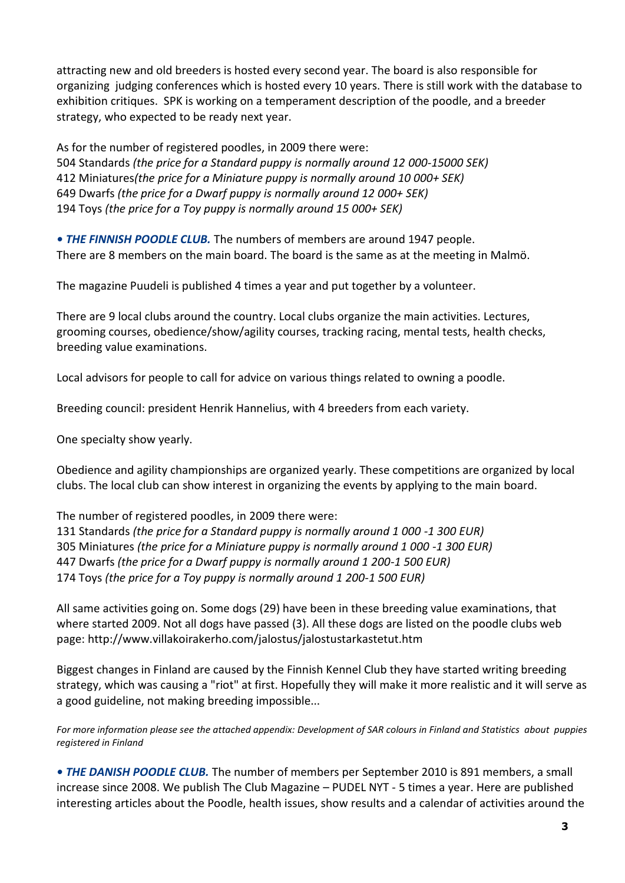attracting new and old breeders is hosted every second year. The board is also responsible for organizing judging conferences which is hosted every 10 years. There is still work with the database to exhibition critiques. SPK is working on a temperament description of the poodle, and a breeder strategy, who expected to be ready next year.

As for the number of registered poodles, in 2009 there were:
504 Standards *(the price for a Standard puppy is normally around 12 000-15000 SEK)*
412 Miniatures*(the price for a Miniature puppy is normally around 10 000+ SEK)*
649 Dwarfs *(the price for a Dwarf puppy is normally around 12 000+ SEK)*
194 Toys *(the price for a Toy puppy is normally around 15 000+ SEK)*

**• *THE FINNISH POODLE CLUB.*** The numbers of members are around 1947 people.
There are 8 members on the main board. The board is the same as at the meeting in Malmö.

The magazine Puudeli is published 4 times a year and put together by a volunteer.

There are 9 local clubs around the country. Local clubs organize the main activities. Lectures, grooming courses, obedience/show/agility courses, tracking racing, mental tests, health checks, breeding value examinations.

Local advisors for people to call for advice on various things related to owning a poodle.

Breeding council: president Henrik Hannelius, with 4 breeders from each variety.

One specialty show yearly.

Obedience and agility championships are organized yearly. These competitions are organized by local clubs. The local club can show interest in organizing the events by applying to the main board.

The number of registered poodles, in 2009 there were:
131 Standards *(the price for a Standard puppy is normally around 1 000 -1 300 EUR)*
305 Miniatures *(the price for a Miniature puppy is normally around 1 000 -1 300 EUR)*
447 Dwarfs *(the price for a Dwarf puppy is normally around 1 200-1 500 EUR)*
174 Toys *(the price for a Toy puppy is normally around 1 200-1 500 EUR)*

All same activities going on. Some dogs (29) have been in these breeding value examinations, that where started 2009. Not all dogs have passed (3). All these dogs are listed on the poodle clubs web page: http://www.villakoirakerho.com/jalostus/jalostustarkastetut.htm

Biggest changes in Finland are caused by the Finnish Kennel Club they have started writing breeding strategy, which was causing a "riot" at first. Hopefully they will make it more realistic and it will serve as a good guideline, not making breeding impossible...

*For more information please see the attached appendix: Development of SAR colours in Finland and Statistics about puppies registered in Finland*

**• *THE DANISH POODLE CLUB.*** The number of members per September 2010 is 891 members, a small increase since 2008. We publish The Club Magazine – PUDEL NYT - 5 times a year. Here are published interesting articles about the Poodle, health issues, show results and a calendar of activities around the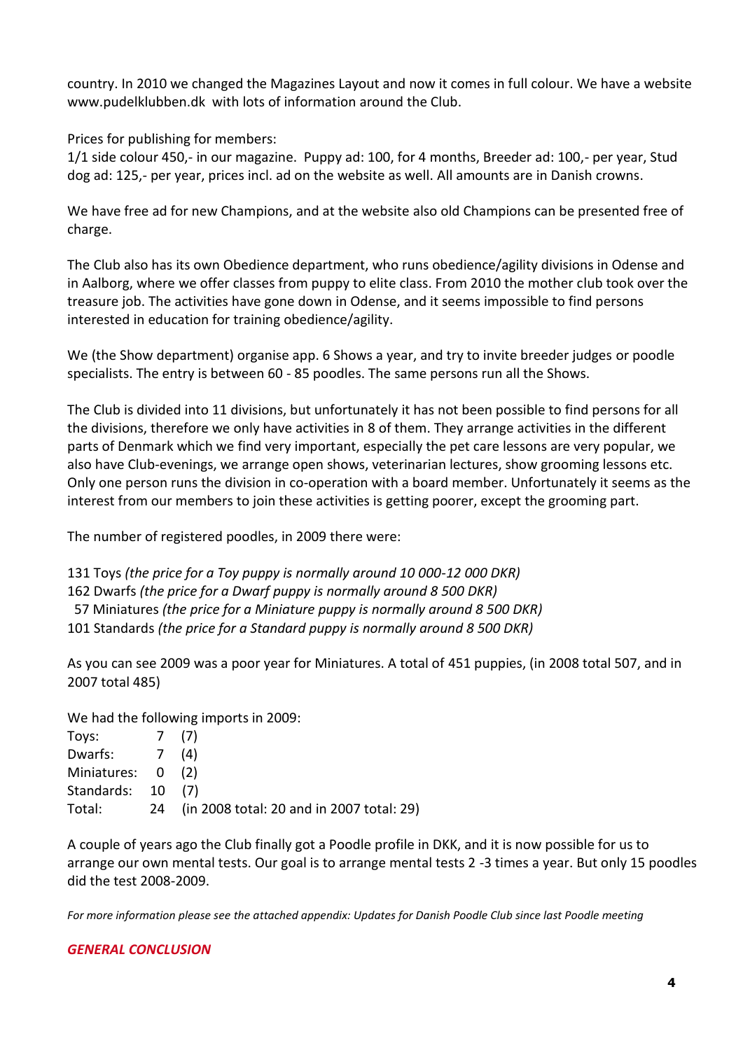country. In 2010 we changed the Magazines Layout and now it comes in full colour. We have a website www.pudelklubben.dk with lots of information around the Club.

Prices for publishing for members:
1/1 side colour 450,- in our magazine. Puppy ad: 100, for 4 months, Breeder ad: 100,- per year, Stud dog ad: 125,- per year, prices incl. ad on the website as well. All amounts are in Danish crowns.

We have free ad for new Champions, and at the website also old Champions can be presented free of charge.

The Club also has its own Obedience department, who runs obedience/agility divisions in Odense and in Aalborg, where we offer classes from puppy to elite class. From 2010 the mother club took over the treasure job. The activities have gone down in Odense, and it seems impossible to find persons interested in education for training obedience/agility.

We (the Show department) organise app. 6 Shows a year, and try to invite breeder judges or poodle specialists. The entry is between 60 - 85 poodles. The same persons run all the Shows.

The Club is divided into 11 divisions, but unfortunately it has not been possible to find persons for all the divisions, therefore we only have activities in 8 of them. They arrange activities in the different parts of Denmark which we find very important, especially the pet care lessons are very popular, we also have Club-evenings, we arrange open shows, veterinarian lectures, show grooming lessons etc. Only one person runs the division in co-operation with a board member. Unfortunately it seems as the interest from our members to join these activities is getting poorer, except the grooming part.

The number of registered poodles, in 2009 there were:

131 Toys *(the price for a Toy puppy is normally around 10 000-12 000 DKR)*
162 Dwarfs *(the price for a Dwarf puppy is normally around 8 500 DKR)*
57 Miniatures *(the price for a Miniature puppy is normally around 8 500 DKR)*
101 Standards *(the price for a Standard puppy is normally around 8 500 DKR)*

As you can see 2009 was a poor year for Miniatures. A total of 451 puppies, (in 2008 total 507, and in 2007 total 485)

We had the following imports in 2009:

| | | |
|---|---|---|
| Toys: | 7 | (7) |
| Dwarfs: | 7 | (4) |
| Miniatures: | 0 | (2) |
| Standards: | 10 | (7) |
| Total: | 24 | (in 2008 total: 20 and in 2007 total: 29) |

A couple of years ago the Club finally got a Poodle profile in DKK, and it is now possible for us to arrange our own mental tests. Our goal is to arrange mental tests 2 -3 times a year. But only 15 poodles did the test 2008-2009.

*For more information please see the attached appendix: Updates for Danish Poodle Club since last Poodle meeting*

## *GENERAL CONCLUSION*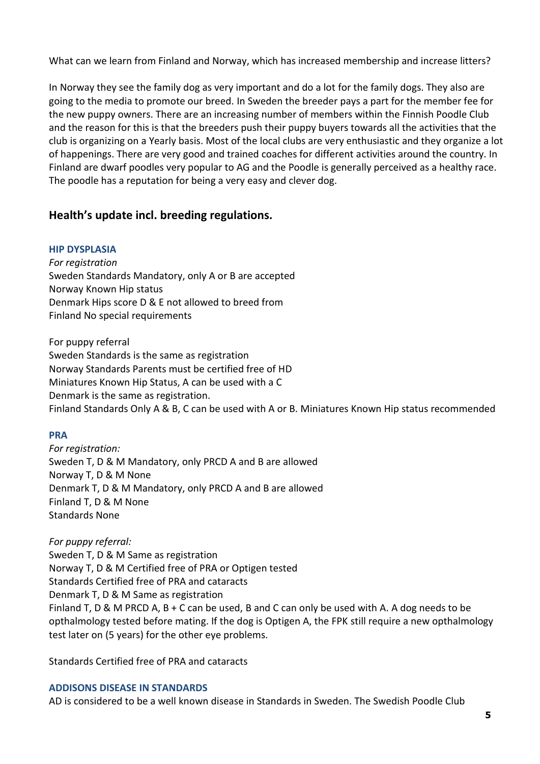What can we learn from Finland and Norway, which has increased membership and increase litters?

In Norway they see the family dog as very important and do a lot for the family dogs. They also are going to the media to promote our breed. In Sweden the breeder pays a part for the member fee for the new puppy owners. There are an increasing number of members within the Finnish Poodle Club and the reason for this is that the breeders push their puppy buyers towards all the activities that the club is organizing on a Yearly basis. Most of the local clubs are very enthusiastic and they organize a lot of happenings. There are very good and trained coaches for different activities around the country. In Finland are dwarf poodles very popular to AG and the Poodle is generally perceived as a healthy race. The poodle has a reputation for being a very easy and clever dog.

## Health's update incl. breeding regulations.

#### HIP DYSPLASIA

*For registration*
Sweden Standards Mandatory, only A or B are accepted
Norway Known Hip status
Denmark Hips score D & E not allowed to breed from
Finland No special requirements

For puppy referral
Sweden Standards is the same as registration
Norway Standards Parents must be certified free of HD
Miniatures Known Hip Status, A can be used with a C
Denmark is the same as registration.
Finland Standards Only A & B, C can be used with A or B. Miniatures Known Hip status recommended

#### PRA

*For registration:*
Sweden T, D & M Mandatory, only PRCD A and B are allowed
Norway T, D & M None
Denmark T, D & M Mandatory, only PRCD A and B are allowed
Finland T, D & M None
Standards None

*For puppy referral:*
Sweden T, D & M Same as registration
Norway T, D & M Certified free of PRA or Optigen tested
Standards Certified free of PRA and cataracts
Denmark T, D & M Same as registration
Finland T, D & M PRCD A, B + C can be used, B and C can only be used with A. A dog needs to be opthalmology tested before mating. If the dog is Optigen A, the FPK still require a new opthalmology test later on (5 years) for the other eye problems.

Standards Certified free of PRA and cataracts

#### ADDISONS DISEASE IN STANDARDS

AD is considered to be a well known disease in Standards in Sweden. The Swedish Poodle Club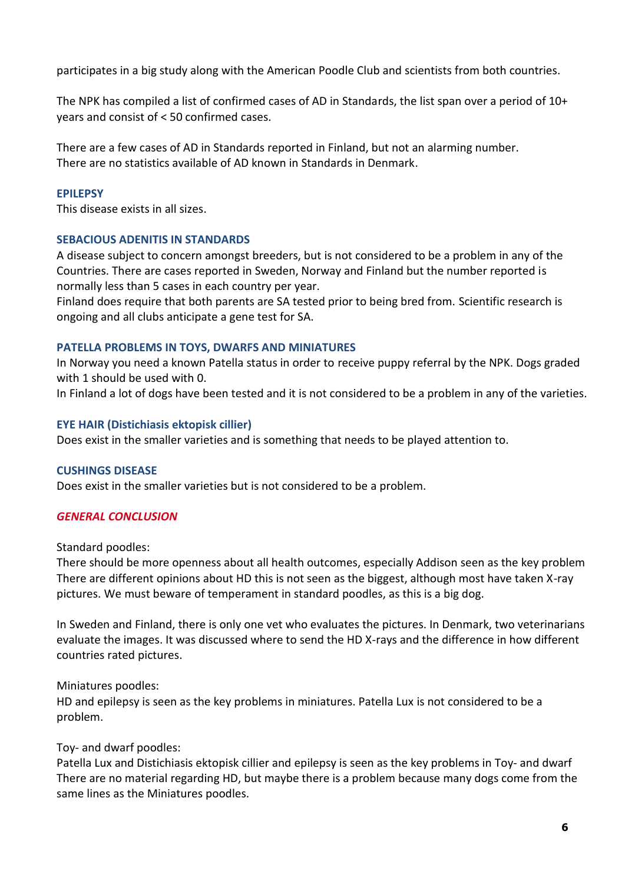participates in a big study along with the American Poodle Club and scientists from both countries.

The NPK has compiled a list of confirmed cases of AD in Standards, the list span over a period of 10+ years and consist of < 50 confirmed cases.

There are a few cases of AD in Standards reported in Finland, but not an alarming number.
There are no statistics available of AD known in Standards in Denmark.

### EPILEPSY

This disease exists in all sizes.

### SEBACIOUS ADENITIS IN STANDARDS

A disease subject to concern amongst breeders, but is not considered to be a problem in any of the Countries. There are cases reported in Sweden, Norway and Finland but the number reported is normally less than 5 cases in each country per year.
Finland does require that both parents are SA tested prior to being bred from. Scientific research is ongoing and all clubs anticipate a gene test for SA.

### PATELLA PROBLEMS IN TOYS, DWARFS AND MINIATURES

In Norway you need a known Patella status in order to receive puppy referral by the NPK. Dogs graded with 1 should be used with 0.
In Finland a lot of dogs have been tested and it is not considered to be a problem in any of the varieties.

### EYE HAIR (Distichiasis ektopisk cillier)

Does exist in the smaller varieties and is something that needs to be played attention to.

### CUSHINGS DISEASE

Does exist in the smaller varieties but is not considered to be a problem.

### *GENERAL CONCLUSION*

Standard poodles:
There should be more openness about all health outcomes, especially Addison seen as the key problem
There are different opinions about HD this is not seen as the biggest, although most have taken X-ray pictures. We must beware of temperament in standard poodles, as this is a big dog.

In Sweden and Finland, there is only one vet who evaluates the pictures. In Denmark, two veterinarians evaluate the images. It was discussed where to send the HD X-rays and the difference in how different countries rated pictures.

Miniatures poodles:
HD and epilepsy is seen as the key problems in miniatures. Patella Lux is not considered to be a problem.

Toy- and dwarf poodles:
Patella Lux and Distichiasis ektopisk cillier and epilepsy is seen as the key problems in Toy- and dwarf
There are no material regarding HD, but maybe there is a problem because many dogs come from the same lines as the Miniatures poodles.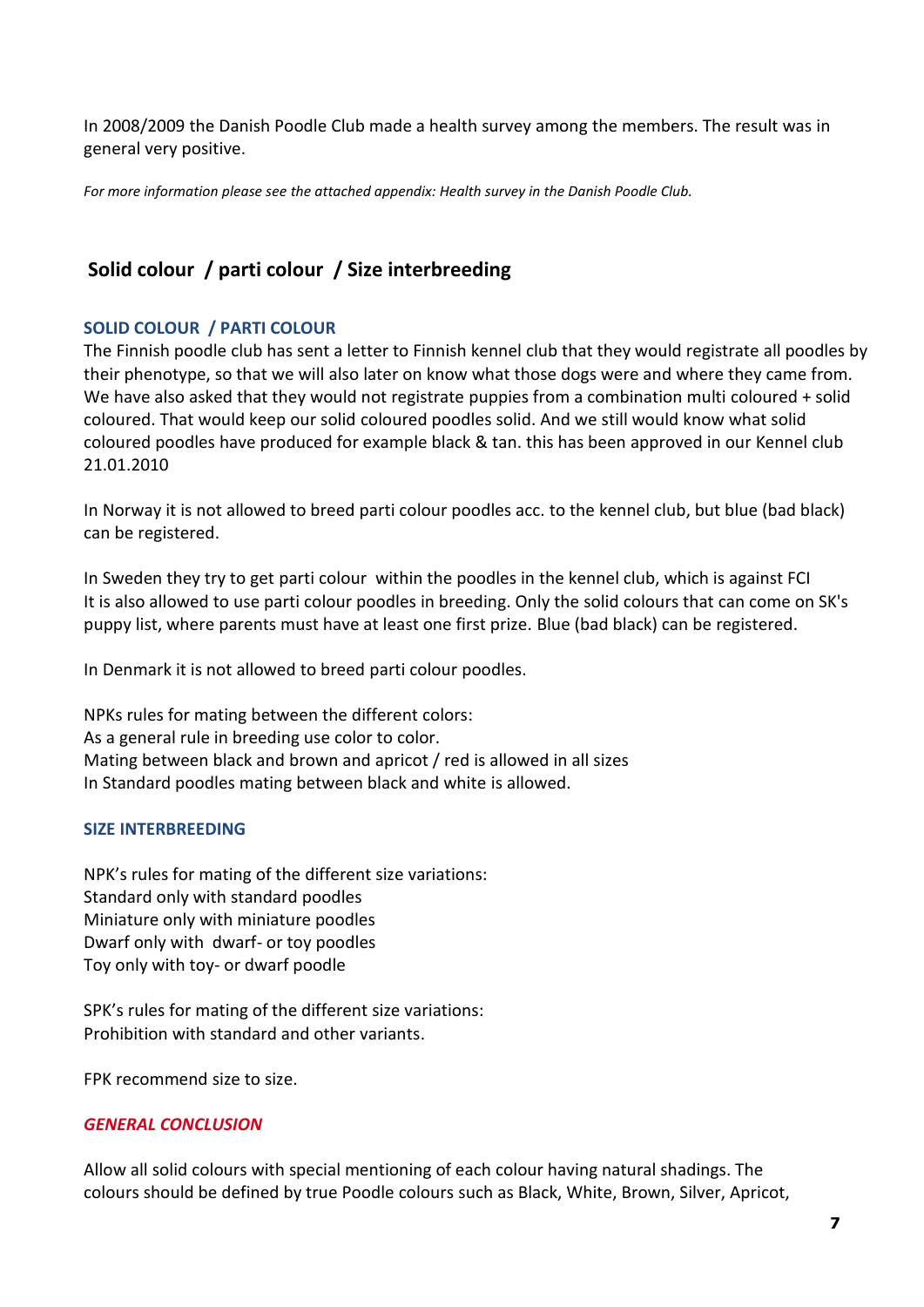In 2008/2009 the Danish Poodle Club made a health survey among the members. The result was in general very positive.

*For more information please see the attached appendix: Health survey in the Danish Poodle Club.*

## Solid colour / parti colour / Size interbreeding

### SOLID COLOUR / PARTI COLOUR

The Finnish poodle club has sent a letter to Finnish kennel club that they would registrate all poodles by their phenotype, so that we will also later on know what those dogs were and where they came from. We have also asked that they would not registrate puppies from a combination multi coloured + solid coloured. That would keep our solid coloured poodles solid. And we still would know what solid coloured poodles have produced for example black & tan. this has been approved in our Kennel club 21.01.2010

In Norway it is not allowed to breed parti colour poodles acc. to the kennel club, but blue (bad black) can be registered.

In Sweden they try to get parti colour within the poodles in the kennel club, which is against FCI
It is also allowed to use parti colour poodles in breeding. Only the solid colours that can come on SK's puppy list, where parents must have at least one first prize. Blue (bad black) can be registered.

In Denmark it is not allowed to breed parti colour poodles.

NPKs rules for mating between the different colors:
As a general rule in breeding use color to color.
Mating between black and brown and apricot / red is allowed in all sizes
In Standard poodles mating between black and white is allowed.

### SIZE INTERBREEDING

NPK's rules for mating of the different size variations:
Standard only with standard poodles
Miniature only with miniature poodles
Dwarf only with dwarf- or toy poodles
Toy only with toy- or dwarf poodle

SPK's rules for mating of the different size variations:
Prohibition with standard and other variants.

FPK recommend size to size.

### *GENERAL CONCLUSION*

Allow all solid colours with special mentioning of each colour having natural shadings. The colours should be defined by true Poodle colours such as Black, White, Brown, Silver, Apricot,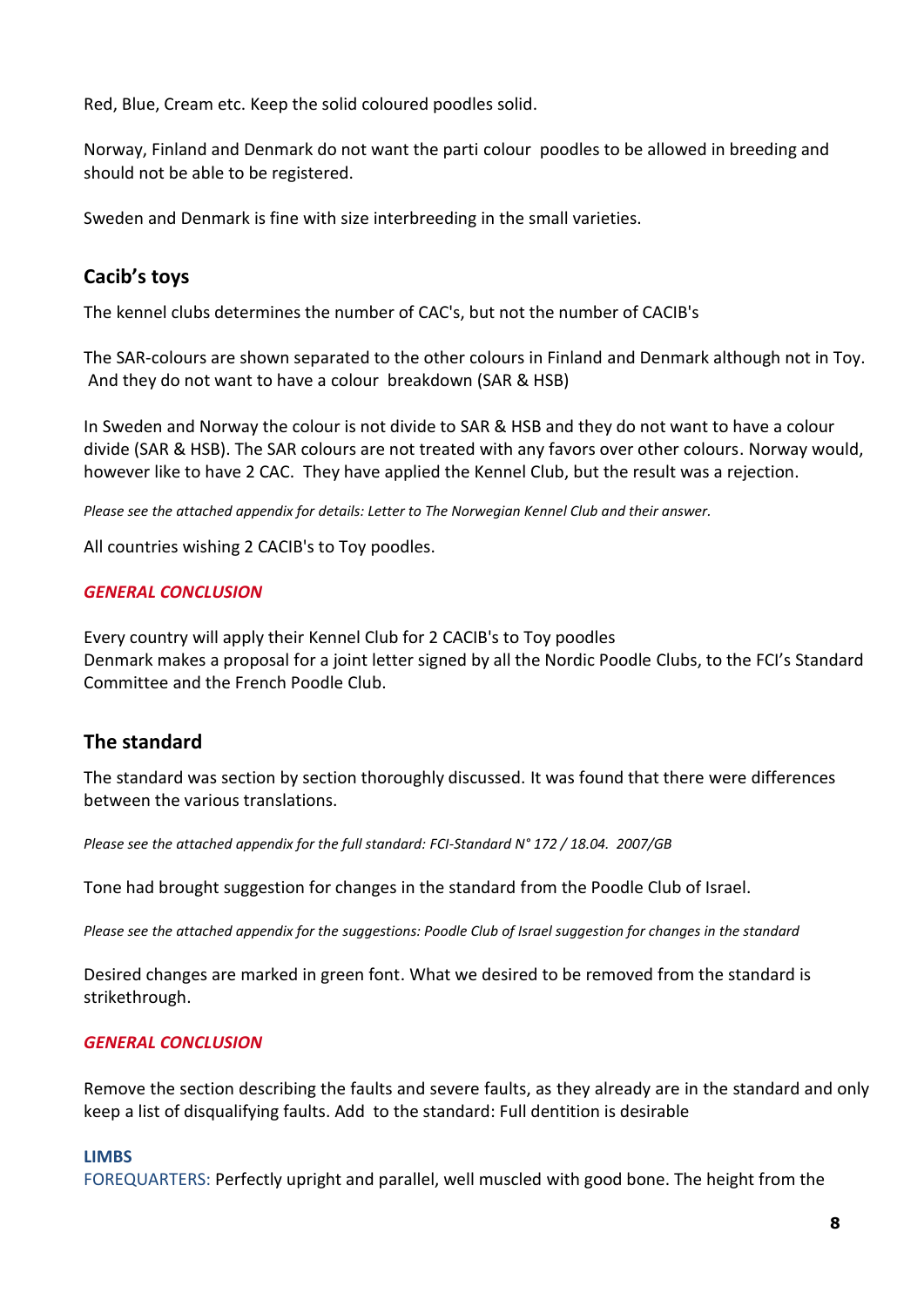Red, Blue, Cream etc. Keep the solid coloured poodles solid.

Norway, Finland and Denmark do not want the parti colour poodles to be allowed in breeding and should not be able to be registered.

Sweden and Denmark is fine with size interbreeding in the small varieties.

## Cacib's toys

The kennel clubs determines the number of CAC's, but not the number of CACIB's

The SAR-colours are shown separated to the other colours in Finland and Denmark although not in Toy. And they do not want to have a colour breakdown (SAR & HSB)

In Sweden and Norway the colour is not divide to SAR & HSB and they do not want to have a colour divide (SAR & HSB). The SAR colours are not treated with any favors over other colours. Norway would, however like to have 2 CAC. They have applied the Kennel Club, but the result was a rejection.

*Please see the attached appendix for details: Letter to The Norwegian Kennel Club and their answer.*

All countries wishing 2 CACIB's to Toy poodles.

***GENERAL CONCLUSION***

Every country will apply their Kennel Club for 2 CACIB's to Toy poodles
Denmark makes a proposal for a joint letter signed by all the Nordic Poodle Clubs, to the FCI's Standard Committee and the French Poodle Club.

## The standard

The standard was section by section thoroughly discussed. It was found that there were differences between the various translations.

*Please see the attached appendix for the full standard: FCI-Standard N° 172 / 18.04. 2007/GB*

Tone had brought suggestion for changes in the standard from the Poodle Club of Israel.

*Please see the attached appendix for the suggestions: Poodle Club of Israel suggestion for changes in the standard*

Desired changes are marked in green font. What we desired to be removed from the standard is strikethrough.

***GENERAL CONCLUSION***

Remove the section describing the faults and severe faults, as they already are in the standard and only keep a list of disqualifying faults. Add to the standard: Full dentition is desirable

**LIMBS**
FOREQUARTERS: Perfectly upright and parallel, well muscled with good bone. The height from the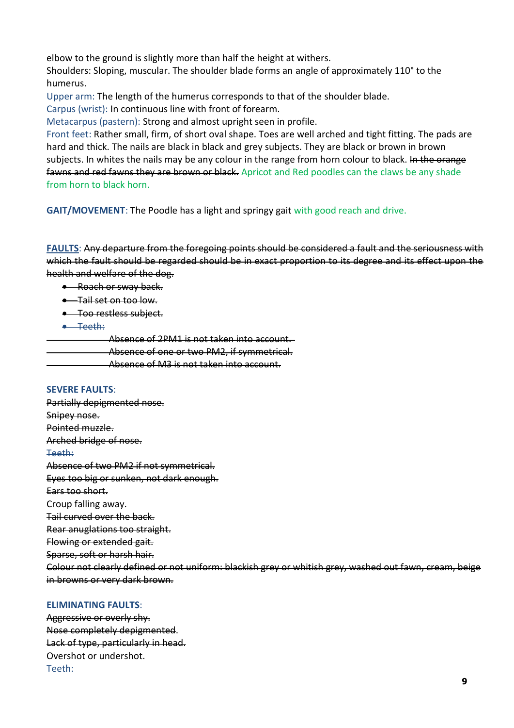elbow to the ground is slightly more than half the height at withers.
Shoulders: Sloping, muscular. The shoulder blade forms an angle of approximately 110° to the humerus.
Upper arm: The length of the humerus corresponds to that of the shoulder blade.
Carpus (wrist): In continuous line with front of forearm.
Metacarpus (pastern): Strong and almost upright seen in profile.
Front feet: Rather small, firm, of short oval shape. Toes are well arched and tight fitting. The pads are hard and thick. The nails are black in black and grey subjects. They are black or brown in brown subjects. In whites the nails may be any colour in the range from horn colour to black. ~~In the orange fawns and red fawns they are brown or black.~~ Apricot and Red poodles can the claws be any shade from horn to black horn.

**GAIT/MOVEMENT**: The Poodle has a light and springy gait with good reach and drive.

**FAULTS**: ~~Any departure from the foregoing points should be considered a fault and the seriousness with which the fault should be regarded should be in exact proportion to its degree and its effect upon the health and welfare of the dog.~~

- ~~Roach or sway back.~~
- ~~Tail set on too low.~~
- ~~Too restless subject.~~
- ~~Teeth:~~

~~Absence of 2PM1 is not taken into account.~~
~~Absence of one or two PM2, if symmetrical.~~
~~Absence of M3 is not taken into account.~~

**SEVERE FAULTS**:
~~Partially depigmented nose.~~
~~Snipey nose.~~
~~Pointed muzzle.~~
~~Arched bridge of nose.~~
~~Teeth:~~
~~Absence of two PM2 if not symmetrical.~~
~~Eyes too big or sunken, not dark enough.~~
~~Ears too short.~~
~~Croup falling away.~~
~~Tail curved over the back.~~
~~Rear anuglations too straight.~~
~~Flowing or extended gait.~~
~~Sparse, soft or harsh hair.~~
~~Colour not clearly defined or not uniform: blackish grey or whitish grey, washed out fawn, cream, beige in browns or very dark brown.~~

**ELIMINATING FAULTS**:
~~Aggressive or overly shy.~~
~~Nose completely depigmented.~~
~~Lack of type, particularly in head.~~
Overshot or undershot.
Teeth: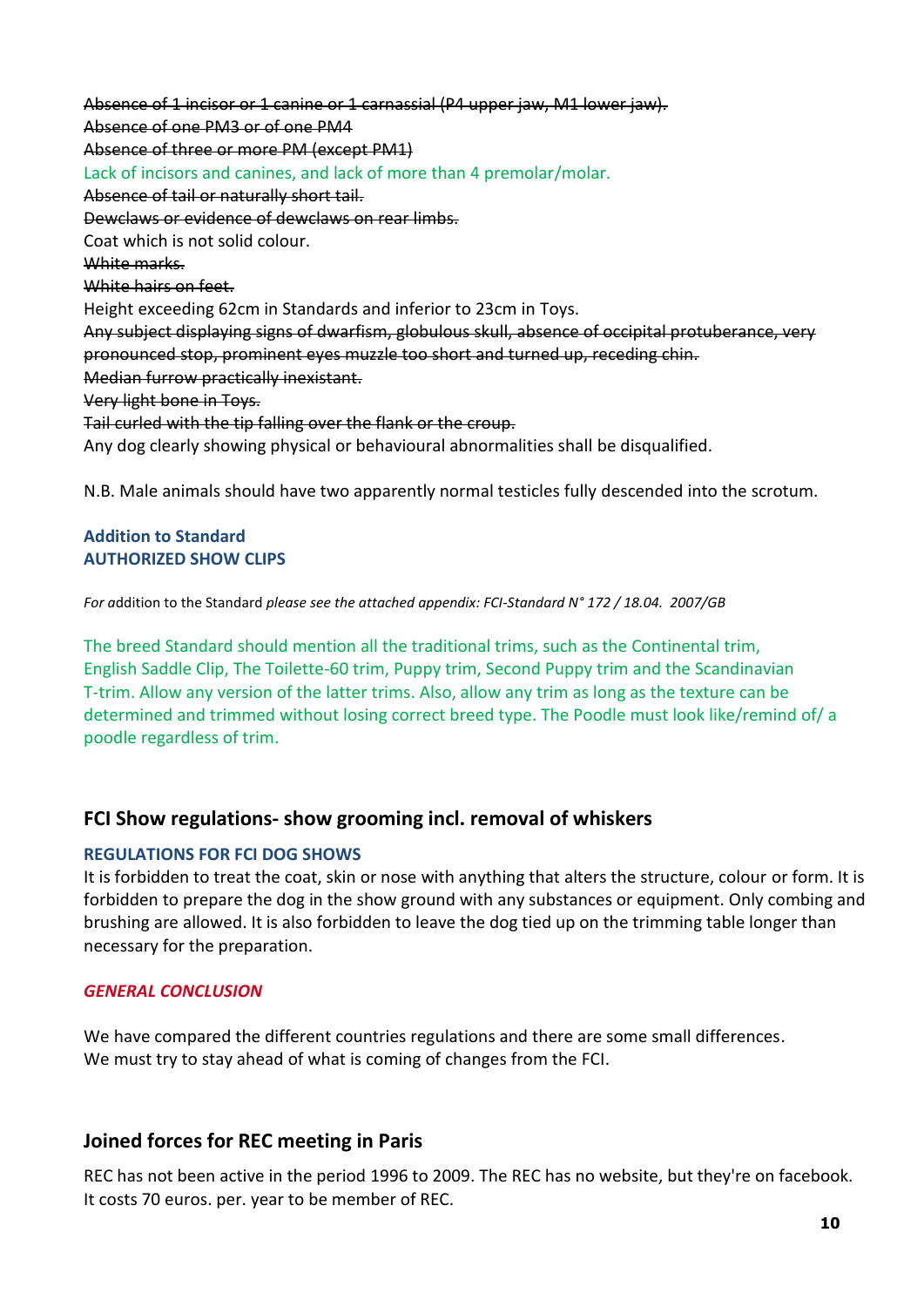~~Absence of 1 incisor or 1 canine or 1 carnassial (P4 upper jaw, M1 lower jaw).~~
~~Absence of one PM3 or of one PM4~~
~~Absence of three or more PM (except PM1)~~
Lack of incisors and canines, and lack of more than 4 premolar/molar.
~~Absence of tail or naturally short tail.~~
~~Dewclaws or evidence of dewclaws on rear limbs.~~
Coat which is not solid colour.
~~White marks.~~
~~White hairs on feet.~~
Height exceeding 62cm in Standards and inferior to 23cm in Toys.
~~Any subject displaying signs of dwarfism, globulous skull, absence of occipital protuberance, very pronounced stop, prominent eyes muzzle too short and turned up, receding chin.~~
~~Median furrow practically inexistant.~~
~~Very light bone in Toys.~~
~~Tail curled with the tip falling over the flank or the croup.~~
Any dog clearly showing physical or behavioural abnormalities shall be disqualified.

N.B. Male animals should have two apparently normal testicles fully descended into the scrotum.

**Addition to Standard**
**AUTHORIZED SHOW CLIPS**

*For a*ddition to the Standard *please see the attached appendix: FCI-Standard N° 172 / 18.04. 2007/GB*

The breed Standard should mention all the traditional trims, such as the Continental trim, English Saddle Clip, The Toilette-60 trim, Puppy trim, Second Puppy trim and the Scandinavian T-trim. Allow any version of the latter trims. Also, allow any trim as long as the texture can be determined and trimmed without losing correct breed type. The Poodle must look like/remind of/ a poodle regardless of trim.

## FCI Show regulations- show grooming incl. removal of whiskers

**REGULATIONS FOR FCI DOG SHOWS**

It is forbidden to treat the coat, skin or nose with anything that alters the structure, colour or form. It is forbidden to prepare the dog in the show ground with any substances or equipment. Only combing and brushing are allowed. It is also forbidden to leave the dog tied up on the trimming table longer than necessary for the preparation.

***GENERAL CONCLUSION***

We have compared the different countries regulations and there are some small differences.
We must try to stay ahead of what is coming of changes from the FCI.

## Joined forces for REC meeting in Paris

REC has not been active in the period 1996 to 2009. The REC has no website, but they're on facebook. It costs 70 euros. per. year to be member of REC.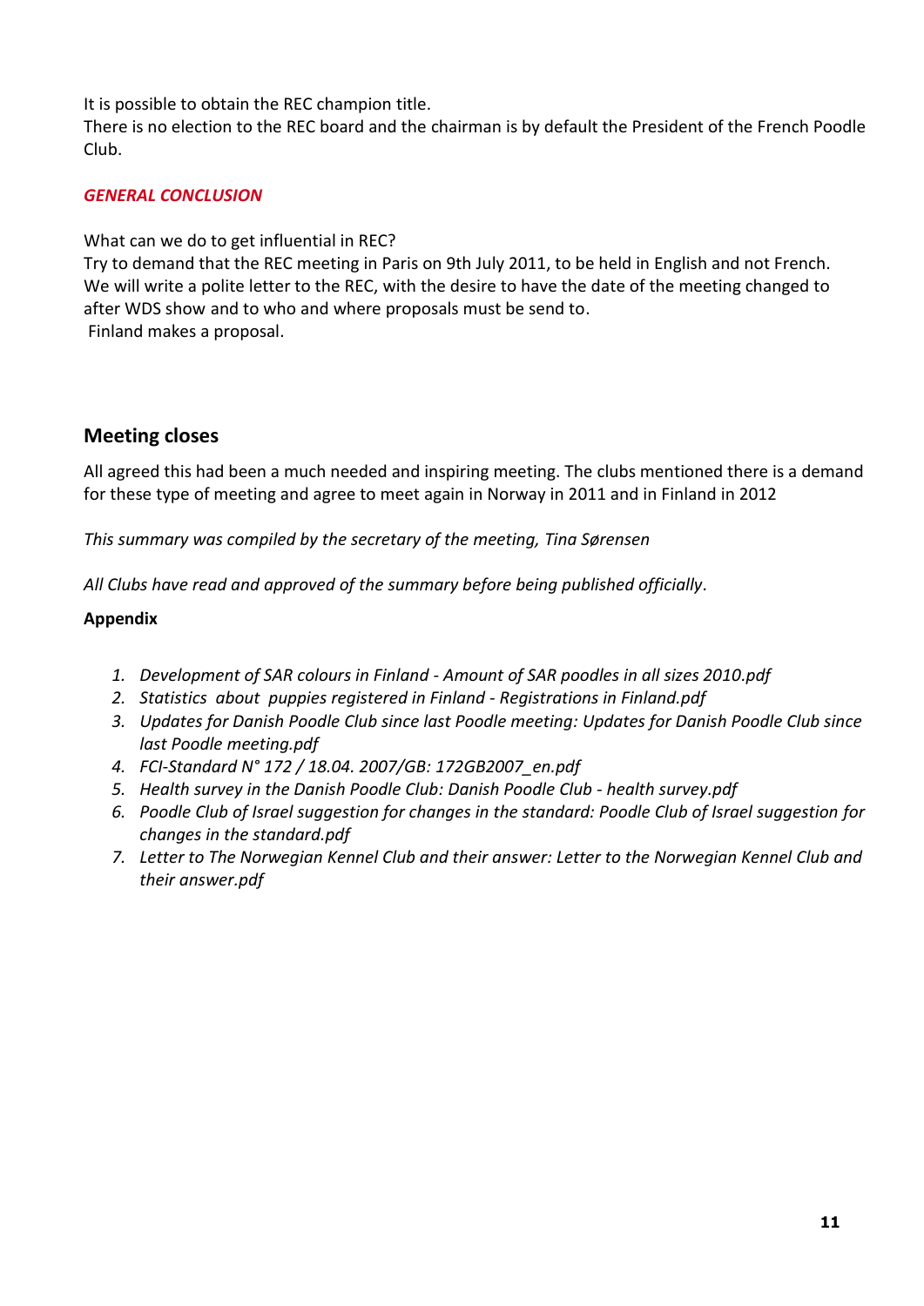It is possible to obtain the REC champion title.
There is no election to the REC board and the chairman is by default the President of the French Poodle Club.

***GENERAL CONCLUSION***

What can we do to get influential in REC?
Try to demand that the REC meeting in Paris on 9th July 2011, to be held in English and not French.
We will write a polite letter to the REC, with the desire to have the date of the meeting changed to after WDS show and to who and where proposals must be send to.
Finland makes a proposal.

## Meeting closes

All agreed this had been a much needed and inspiring meeting. The clubs mentioned there is a demand for these type of meeting and agree to meet again in Norway in 2011 and in Finland in 2012

*This summary was compiled by the secretary of the meeting, Tina Sørensen*

*All Clubs have read and approved of the summary before being published officially*.

**Appendix**

1. *Development of SAR colours in Finland - Amount of SAR poodles in all sizes 2010.pdf*
2. *Statistics about puppies registered in Finland - Registrations in Finland.pdf*
3. *Updates for Danish Poodle Club since last Poodle meeting: Updates for Danish Poodle Club since last Poodle meeting.pdf*
4. *FCI-Standard N° 172 / 18.04. 2007/GB: 172GB2007_en.pdf*
5. *Health survey in the Danish Poodle Club: Danish Poodle Club - health survey.pdf*
6. *Poodle Club of Israel suggestion for changes in the standard: Poodle Club of Israel suggestion for changes in the standard.pdf*
7. *Letter to The Norwegian Kennel Club and their answer: Letter to the Norwegian Kennel Club and their answer.pdf*